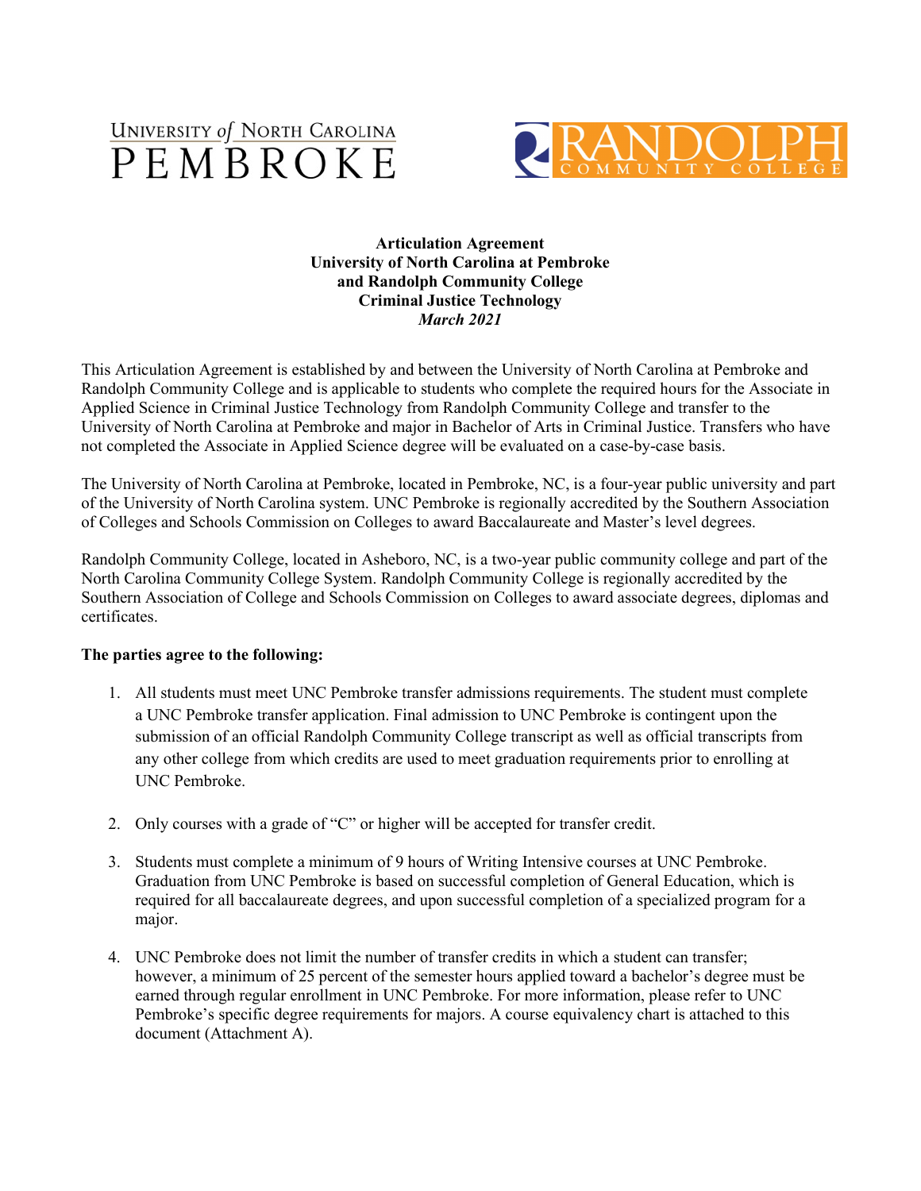**Articulation Agreement**
**University of North Carolina at Pembroke**
**and Randolph Community College**
**Criminal Justice Technology**
***March 2021***

This Articulation Agreement is established by and between the University of North Carolina at Pembroke and Randolph Community College and is applicable to students who complete the required hours for the Associate in Applied Science in Criminal Justice Technology from Randolph Community College and transfer to the University of North Carolina at Pembroke and major in Bachelor of Arts in Criminal Justice. Transfers who have not completed the Associate in Applied Science degree will be evaluated on a case-by-case basis.

The University of North Carolina at Pembroke, located in Pembroke, NC, is a four-year public university and part of the University of North Carolina system. UNC Pembroke is regionally accredited by the Southern Association of Colleges and Schools Commission on Colleges to award Baccalaureate and Master's level degrees.

Randolph Community College, located in Asheboro, NC, is a two-year public community college and part of the North Carolina Community College System. Randolph Community College is regionally accredited by the Southern Association of College and Schools Commission on Colleges to award associate degrees, diplomas and certificates.

**The parties agree to the following:**

1. All students must meet UNC Pembroke transfer admissions requirements. The student must complete a UNC Pembroke transfer application. Final admission to UNC Pembroke is contingent upon the submission of an official Randolph Community College transcript as well as official transcripts from any other college from which credits are used to meet graduation requirements prior to enrolling at UNC Pembroke.

2. Only courses with a grade of "C" or higher will be accepted for transfer credit.

3. Students must complete a minimum of 9 hours of Writing Intensive courses at UNC Pembroke. Graduation from UNC Pembroke is based on successful completion of General Education, which is required for all baccalaureate degrees, and upon successful completion of a specialized program for a major.

4. UNC Pembroke does not limit the number of transfer credits in which a student can transfer; however, a minimum of 25 percent of the semester hours applied toward a bachelor's degree must be earned through regular enrollment in UNC Pembroke. For more information, please refer to UNC Pembroke's specific degree requirements for majors. A course equivalency chart is attached to this document (Attachment A).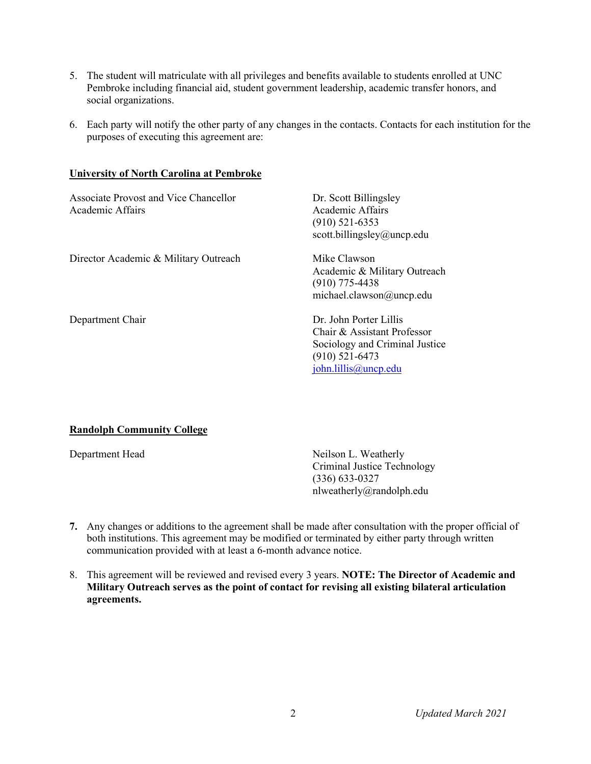5. The student will matriculate with all privileges and benefits available to students enrolled at UNC Pembroke including financial aid, student government leadership, academic transfer honors, and social organizations.

6. Each party will notify the other party of any changes in the contacts. Contacts for each institution for the purposes of executing this agreement are:

**University of North Carolina at Pembroke**

| | |
|---|---|
| Associate Provost and Vice Chancellor Academic Affairs | Dr. Scott Billingsley<br>Academic Affairs<br>(910) 521-6353<br>scott.billingsley@uncp.edu |
| Director Academic & Military Outreach | Mike Clawson<br>Academic & Military Outreach<br>(910) 775-4438<br>michael.clawson@uncp.edu |
| Department Chair | Dr. John Porter Lillis<br>Chair & Assistant Professor<br>Sociology and Criminal Justice<br>(910) 521-6473<br>john.lillis@uncp.edu |

**Randolph Community College**

| | |
|---|---|
| Department Head | Neilson L. Weatherly<br>Criminal Justice Technology<br>(336) 633-0327<br>nlweatherly@randolph.edu |

7. Any changes or additions to the agreement shall be made after consultation with the proper official of both institutions. This agreement may be modified or terminated by either party through written communication provided with at least a 6-month advance notice.

8. This agreement will be reviewed and revised every 3 years. **NOTE: The Director of Academic and Military Outreach serves as the point of contact for revising all existing bilateral articulation agreements.**

*Updated March 2021*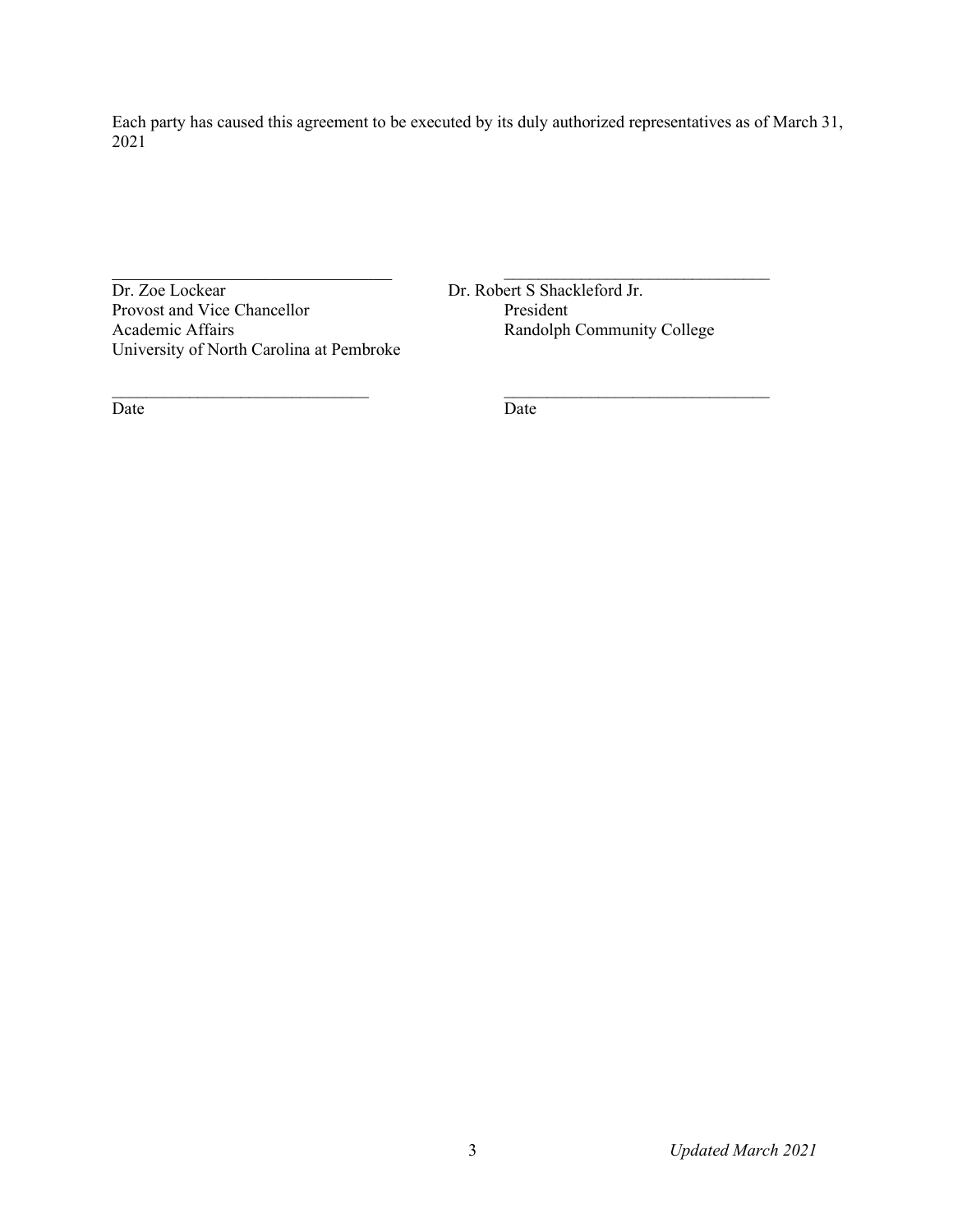Each party has caused this agreement to be executed by its duly authorized representatives as of March 31, 2021

| | |
|---|---|
| \_\_\_\_\_\_\_\_\_\_\_\_\_\_\_\_\_\_\_\_\_\_\_\_\_\_\_\_\_\_\_\_ | \_\_\_\_\_\_\_\_\_\_\_\_\_\_\_\_\_\_\_\_\_\_\_\_\_\_\_\_\_\_\_\_ |
| Dr. Zoe Lockear<br>Provost and Vice Chancellor<br>Academic Affairs<br>University of North Carolina at Pembroke | Dr. Robert S Shackleford Jr.<br>President<br>Randolph Community College |
| \_\_\_\_\_\_\_\_\_\_\_\_\_\_\_\_\_\_\_\_\_\_\_\_\_\_\_\_\_\_\_\_ | \_\_\_\_\_\_\_\_\_\_\_\_\_\_\_\_\_\_\_\_\_\_\_\_\_\_\_\_\_\_\_\_ |
| Date | Date |

*Updated March 2021*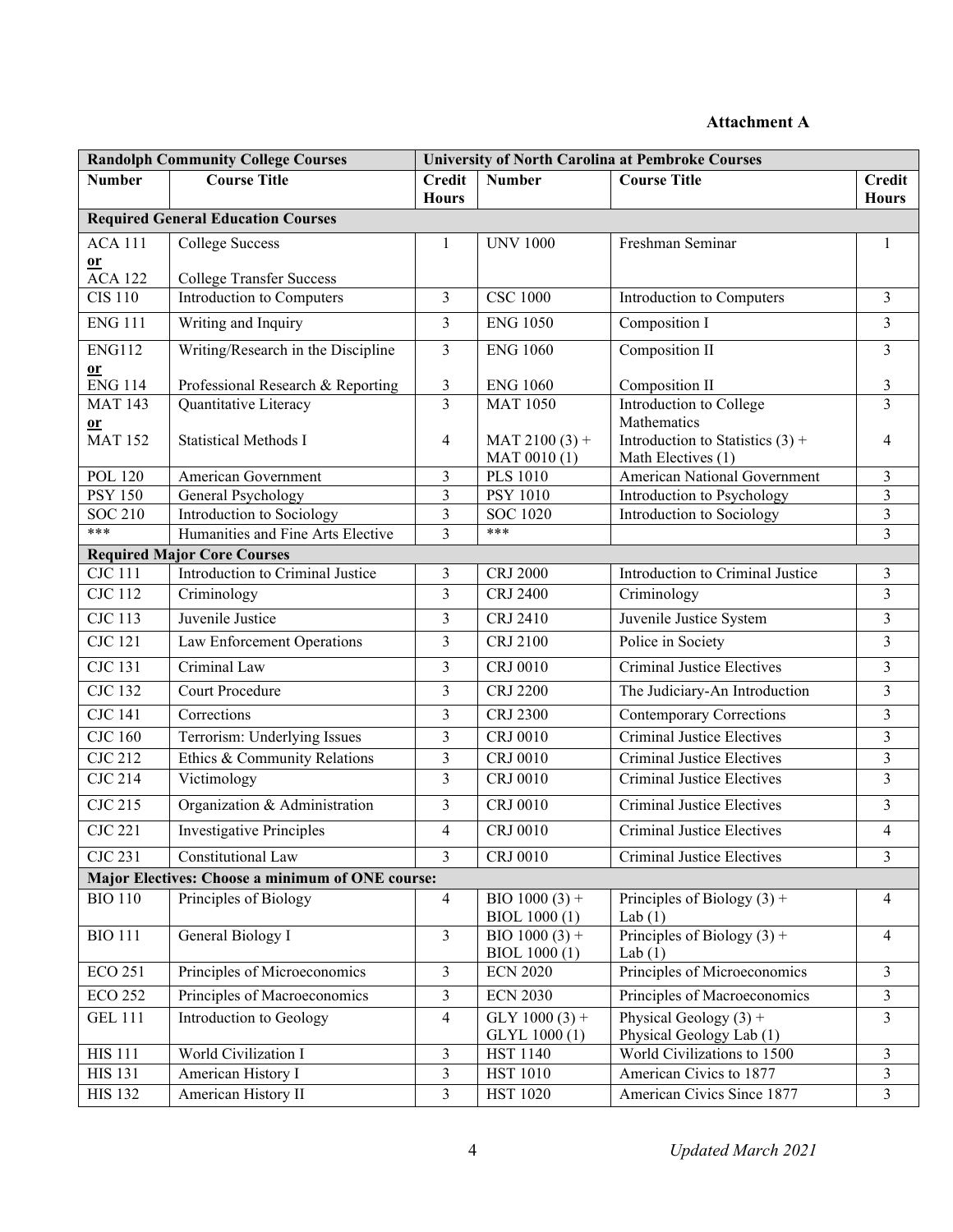**Attachment A**

| Randolph Community College Courses | | | University of North Carolina at Pembroke Courses | | |
|---|---|---|---|---|---|
| **Number** | **Course Title** | **Credit Hours** | **Number** | **Course Title** | **Credit Hours** |
| **Required General Education Courses** | | | | | |
| ACA 111 **or** ACA 122 | College Success / College Transfer Success | 1 | UNV 1000 | Freshman Seminar | 1 |
| CIS 110 | Introduction to Computers | 3 | CSC 1000 | Introduction to Computers | 3 |
| ENG 111 | Writing and Inquiry | 3 | ENG 1050 | Composition I | 3 |
| ENG112 **or** ENG 114 | Writing/Research in the Discipline / Professional Research & Reporting | 3 / 3 | ENG 1060 / ENG 1060 | Composition II / Composition II | 3 / 3 |
| MAT 143 **or** MAT 152 | Quantitative Literacy / Statistical Methods I | 3 / 4 | MAT 1050 / MAT 2100 (3) + MAT 0010 (1) | Introduction to College Mathematics / Introduction to Statistics (3) + Math Electives (1) | 3 / 4 |
| POL 120 | American Government | 3 | PLS 1010 | American National Government | 3 |
| PSY 150 | General Psychology | 3 | PSY 1010 | Introduction to Psychology | 3 |
| SOC 210 | Introduction to Sociology | 3 | SOC 1020 | Introduction to Sociology | 3 |
| *** | Humanities and Fine Arts Elective | 3 | *** | | 3 |
| **Required Major Core Courses** | | | | | |
| CJC 111 | Introduction to Criminal Justice | 3 | CRJ 2000 | Introduction to Criminal Justice | 3 |
| CJC 112 | Criminology | 3 | CRJ 2400 | Criminology | 3 |
| CJC 113 | Juvenile Justice | 3 | CRJ 2410 | Juvenile Justice System | 3 |
| CJC 121 | Law Enforcement Operations | 3 | CRJ 2100 | Police in Society | 3 |
| CJC 131 | Criminal Law | 3 | CRJ 0010 | Criminal Justice Electives | 3 |
| CJC 132 | Court Procedure | 3 | CRJ 2200 | The Judiciary-An Introduction | 3 |
| CJC 141 | Corrections | 3 | CRJ 2300 | Contemporary Corrections | 3 |
| CJC 160 | Terrorism: Underlying Issues | 3 | CRJ 0010 | Criminal Justice Electives | 3 |
| CJC 212 | Ethics & Community Relations | 3 | CRJ 0010 | Criminal Justice Electives | 3 |
| CJC 214 | Victimology | 3 | CRJ 0010 | Criminal Justice Electives | 3 |
| CJC 215 | Organization & Administration | 3 | CRJ 0010 | Criminal Justice Electives | 3 |
| CJC 221 | Investigative Principles | 4 | CRJ 0010 | Criminal Justice Electives | 4 |
| CJC 231 | Constitutional Law | 3 | CRJ 0010 | Criminal Justice Electives | 3 |
| **Major Electives: Choose a minimum of ONE course:** | | | | | |
| BIO 110 | Principles of Biology | 4 | BIO 1000 (3) + BIOL 1000 (1) | Principles of Biology (3) + Lab (1) | 4 |
| BIO 111 | General Biology I | 3 | BIO 1000 (3) + BIOL 1000 (1) | Principles of Biology (3) + Lab (1) | 4 |
| ECO 251 | Principles of Microeconomics | 3 | ECN 2020 | Principles of Microeconomics | 3 |
| ECO 252 | Principles of Macroeconomics | 3 | ECN 2030 | Principles of Macroeconomics | 3 |
| GEL 111 | Introduction to Geology | 4 | GLY 1000 (3) + GLYL 1000 (1) | Physical Geology (3) + Physical Geology Lab (1) | 3 |
| HIS 111 | World Civilization I | 3 | HST 1140 | World Civilizations to 1500 | 3 |
| HIS 131 | American History I | 3 | HST 1010 | American Civics to 1877 | 3 |
| HIS 132 | American History II | 3 | HST 1020 | American Civics Since 1877 | 3 |

*Updated March 2021*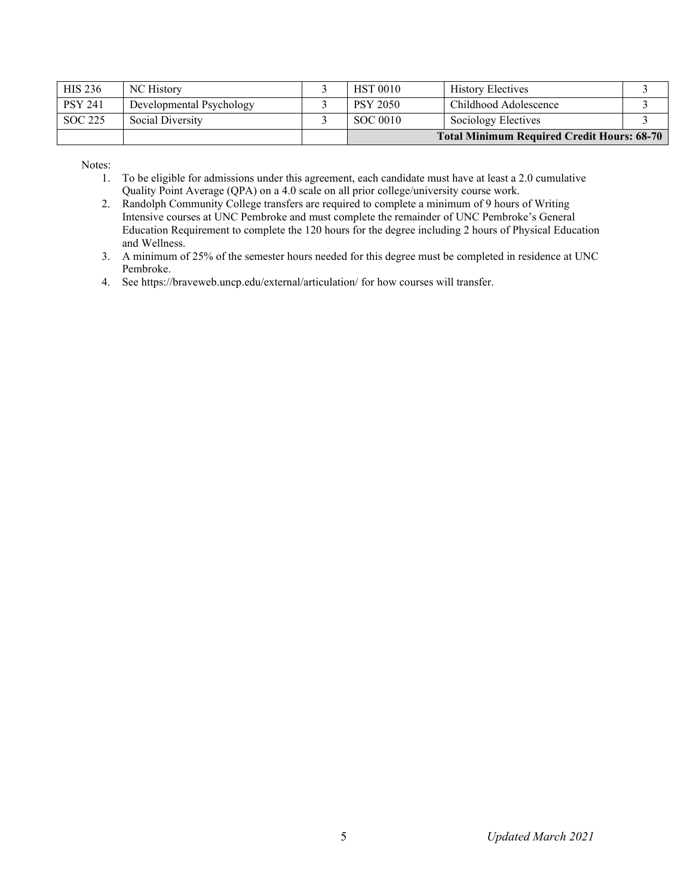| | | | | | |
|---|---|---|---|---|---|
| HIS 236 | NC History | 3 | HST 0010 | History Electives | 3 |
| PSY 241 | Developmental Psychology | 3 | PSY 2050 | Childhood Adolescence | 3 |
| SOC 225 | Social Diversity | 3 | SOC 0010 | Sociology Electives | 3 |
| | | | **Total Minimum Required Credit Hours: 68-70** | | |

Notes:

1. To be eligible for admissions under this agreement, each candidate must have at least a 2.0 cumulative Quality Point Average (QPA) on a 4.0 scale on all prior college/university course work.
2. Randolph Community College transfers are required to complete a minimum of 9 hours of Writing Intensive courses at UNC Pembroke and must complete the remainder of UNC Pembroke's General Education Requirement to complete the 120 hours for the degree including 2 hours of Physical Education and Wellness.
3. A minimum of 25% of the semester hours needed for this degree must be completed in residence at UNC Pembroke.
4. See https://braveweb.uncp.edu/external/articulation/ for how courses will transfer.

*Updated March 2021*